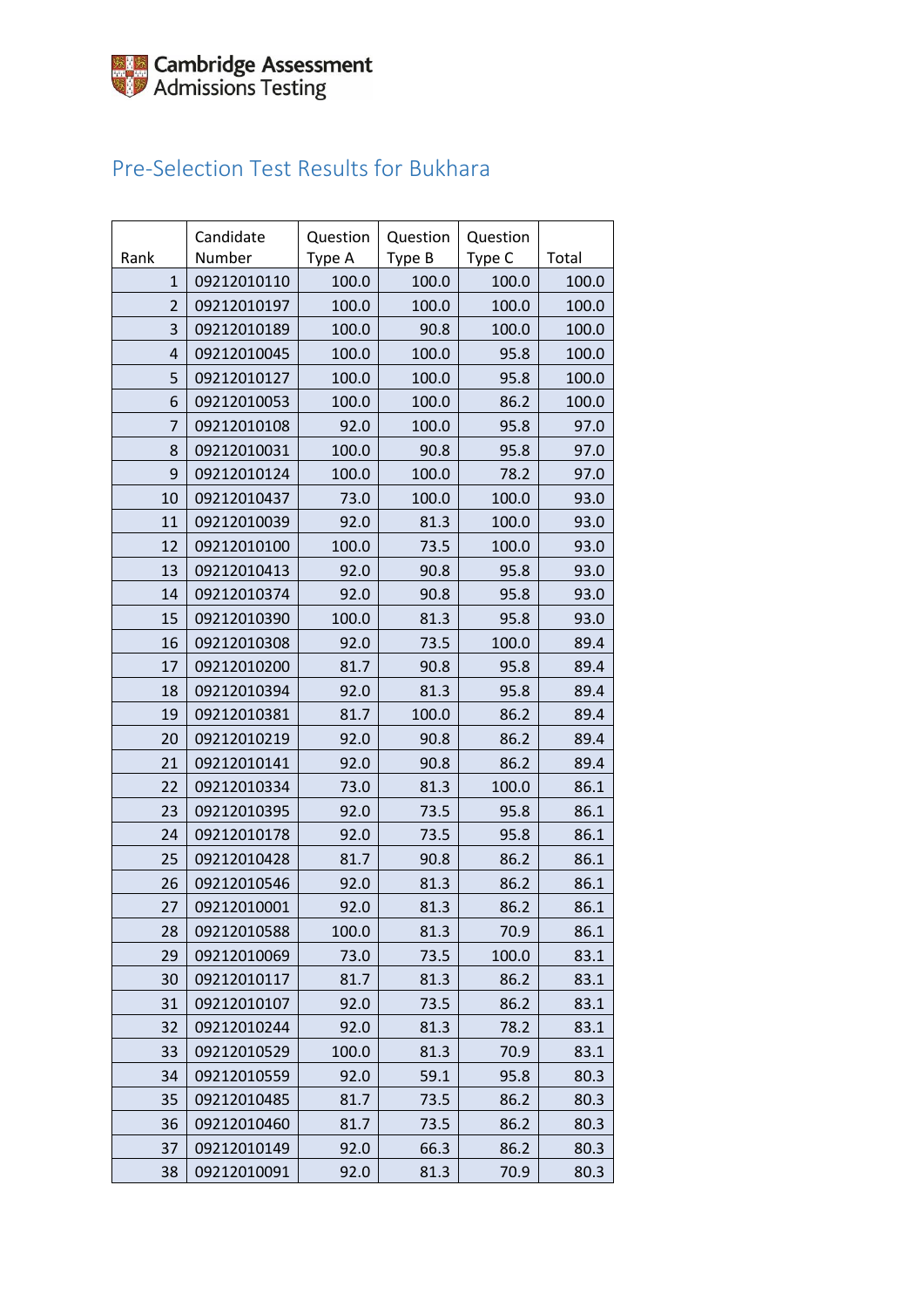Cambridge Assessment
Admissions Testing

# Pre-Selection Test Results for Bukhara

| Rank | Candidate Number | Question Type A | Question Type B | Question Type C | Total |
|---|---|---|---|---|---|
| 1 | 09212010110 | 100.0 | 100.0 | 100.0 | 100.0 |
| 2 | 09212010197 | 100.0 | 100.0 | 100.0 | 100.0 |
| 3 | 09212010189 | 100.0 | 90.8 | 100.0 | 100.0 |
| 4 | 09212010045 | 100.0 | 100.0 | 95.8 | 100.0 |
| 5 | 09212010127 | 100.0 | 100.0 | 95.8 | 100.0 |
| 6 | 09212010053 | 100.0 | 100.0 | 86.2 | 100.0 |
| 7 | 09212010108 | 92.0 | 100.0 | 95.8 | 97.0 |
| 8 | 09212010031 | 100.0 | 90.8 | 95.8 | 97.0 |
| 9 | 09212010124 | 100.0 | 100.0 | 78.2 | 97.0 |
| 10 | 09212010437 | 73.0 | 100.0 | 100.0 | 93.0 |
| 11 | 09212010039 | 92.0 | 81.3 | 100.0 | 93.0 |
| 12 | 09212010100 | 100.0 | 73.5 | 100.0 | 93.0 |
| 13 | 09212010413 | 92.0 | 90.8 | 95.8 | 93.0 |
| 14 | 09212010374 | 92.0 | 90.8 | 95.8 | 93.0 |
| 15 | 09212010390 | 100.0 | 81.3 | 95.8 | 93.0 |
| 16 | 09212010308 | 92.0 | 73.5 | 100.0 | 89.4 |
| 17 | 09212010200 | 81.7 | 90.8 | 95.8 | 89.4 |
| 18 | 09212010394 | 92.0 | 81.3 | 95.8 | 89.4 |
| 19 | 09212010381 | 81.7 | 100.0 | 86.2 | 89.4 |
| 20 | 09212010219 | 92.0 | 90.8 | 86.2 | 89.4 |
| 21 | 09212010141 | 92.0 | 90.8 | 86.2 | 89.4 |
| 22 | 09212010334 | 73.0 | 81.3 | 100.0 | 86.1 |
| 23 | 09212010395 | 92.0 | 73.5 | 95.8 | 86.1 |
| 24 | 09212010178 | 92.0 | 73.5 | 95.8 | 86.1 |
| 25 | 09212010428 | 81.7 | 90.8 | 86.2 | 86.1 |
| 26 | 09212010546 | 92.0 | 81.3 | 86.2 | 86.1 |
| 27 | 09212010001 | 92.0 | 81.3 | 86.2 | 86.1 |
| 28 | 09212010588 | 100.0 | 81.3 | 70.9 | 86.1 |
| 29 | 09212010069 | 73.0 | 73.5 | 100.0 | 83.1 |
| 30 | 09212010117 | 81.7 | 81.3 | 86.2 | 83.1 |
| 31 | 09212010107 | 92.0 | 73.5 | 86.2 | 83.1 |
| 32 | 09212010244 | 92.0 | 81.3 | 78.2 | 83.1 |
| 33 | 09212010529 | 100.0 | 81.3 | 70.9 | 83.1 |
| 34 | 09212010559 | 92.0 | 59.1 | 95.8 | 80.3 |
| 35 | 09212010485 | 81.7 | 73.5 | 86.2 | 80.3 |
| 36 | 09212010460 | 81.7 | 73.5 | 86.2 | 80.3 |
| 37 | 09212010149 | 92.0 | 66.3 | 86.2 | 80.3 |
| 38 | 09212010091 | 92.0 | 81.3 | 70.9 | 80.3 |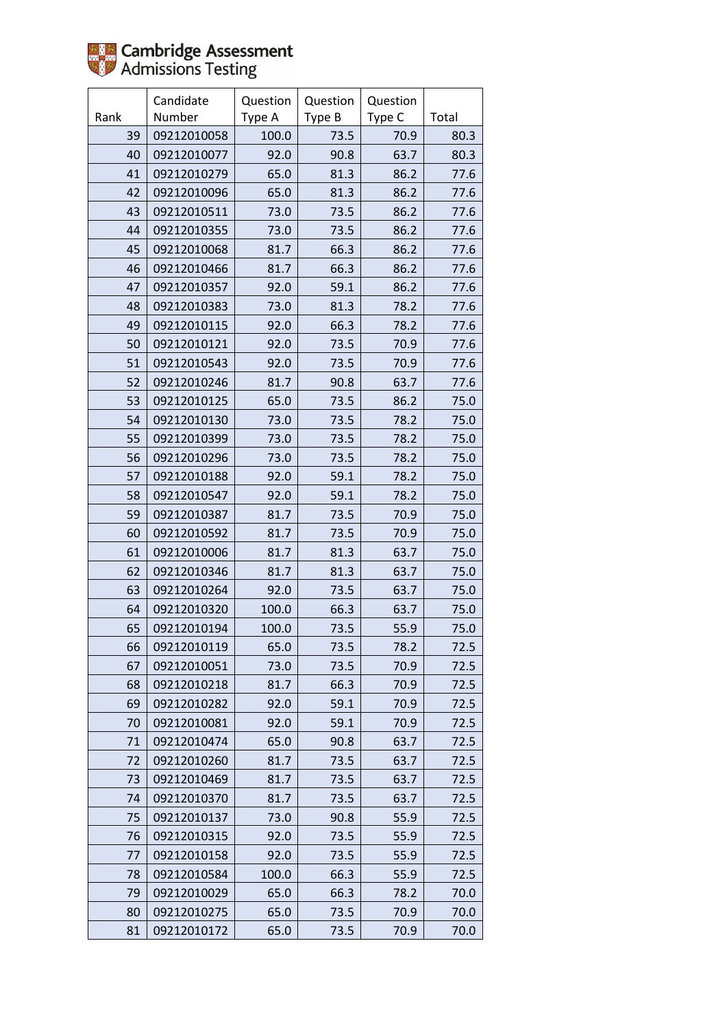Cambridge Assessment Admissions Testing

| Rank | Candidate Number | Question Type A | Question Type B | Question Type C | Total |
|---|---|---|---|---|---|
| 39 | 09212010058 | 100.0 | 73.5 | 70.9 | 80.3 |
| 40 | 09212010077 | 92.0 | 90.8 | 63.7 | 80.3 |
| 41 | 09212010279 | 65.0 | 81.3 | 86.2 | 77.6 |
| 42 | 09212010096 | 65.0 | 81.3 | 86.2 | 77.6 |
| 43 | 09212010511 | 73.0 | 73.5 | 86.2 | 77.6 |
| 44 | 09212010355 | 73.0 | 73.5 | 86.2 | 77.6 |
| 45 | 09212010068 | 81.7 | 66.3 | 86.2 | 77.6 |
| 46 | 09212010466 | 81.7 | 66.3 | 86.2 | 77.6 |
| 47 | 09212010357 | 92.0 | 59.1 | 86.2 | 77.6 |
| 48 | 09212010383 | 73.0 | 81.3 | 78.2 | 77.6 |
| 49 | 09212010115 | 92.0 | 66.3 | 78.2 | 77.6 |
| 50 | 09212010121 | 92.0 | 73.5 | 70.9 | 77.6 |
| 51 | 09212010543 | 92.0 | 73.5 | 70.9 | 77.6 |
| 52 | 09212010246 | 81.7 | 90.8 | 63.7 | 77.6 |
| 53 | 09212010125 | 65.0 | 73.5 | 86.2 | 75.0 |
| 54 | 09212010130 | 73.0 | 73.5 | 78.2 | 75.0 |
| 55 | 09212010399 | 73.0 | 73.5 | 78.2 | 75.0 |
| 56 | 09212010296 | 73.0 | 73.5 | 78.2 | 75.0 |
| 57 | 09212010188 | 92.0 | 59.1 | 78.2 | 75.0 |
| 58 | 09212010547 | 92.0 | 59.1 | 78.2 | 75.0 |
| 59 | 09212010387 | 81.7 | 73.5 | 70.9 | 75.0 |
| 60 | 09212010592 | 81.7 | 73.5 | 70.9 | 75.0 |
| 61 | 09212010006 | 81.7 | 81.3 | 63.7 | 75.0 |
| 62 | 09212010346 | 81.7 | 81.3 | 63.7 | 75.0 |
| 63 | 09212010264 | 92.0 | 73.5 | 63.7 | 75.0 |
| 64 | 09212010320 | 100.0 | 66.3 | 63.7 | 75.0 |
| 65 | 09212010194 | 100.0 | 73.5 | 55.9 | 75.0 |
| 66 | 09212010119 | 65.0 | 73.5 | 78.2 | 72.5 |
| 67 | 09212010051 | 73.0 | 73.5 | 70.9 | 72.5 |
| 68 | 09212010218 | 81.7 | 66.3 | 70.9 | 72.5 |
| 69 | 09212010282 | 92.0 | 59.1 | 70.9 | 72.5 |
| 70 | 09212010081 | 92.0 | 59.1 | 70.9 | 72.5 |
| 71 | 09212010474 | 65.0 | 90.8 | 63.7 | 72.5 |
| 72 | 09212010260 | 81.7 | 73.5 | 63.7 | 72.5 |
| 73 | 09212010469 | 81.7 | 73.5 | 63.7 | 72.5 |
| 74 | 09212010370 | 81.7 | 73.5 | 63.7 | 72.5 |
| 75 | 09212010137 | 73.0 | 90.8 | 55.9 | 72.5 |
| 76 | 09212010315 | 92.0 | 73.5 | 55.9 | 72.5 |
| 77 | 09212010158 | 92.0 | 73.5 | 55.9 | 72.5 |
| 78 | 09212010584 | 100.0 | 66.3 | 55.9 | 72.5 |
| 79 | 09212010029 | 65.0 | 66.3 | 78.2 | 70.0 |
| 80 | 09212010275 | 65.0 | 73.5 | 70.9 | 70.0 |
| 81 | 09212010172 | 65.0 | 73.5 | 70.9 | 70.0 |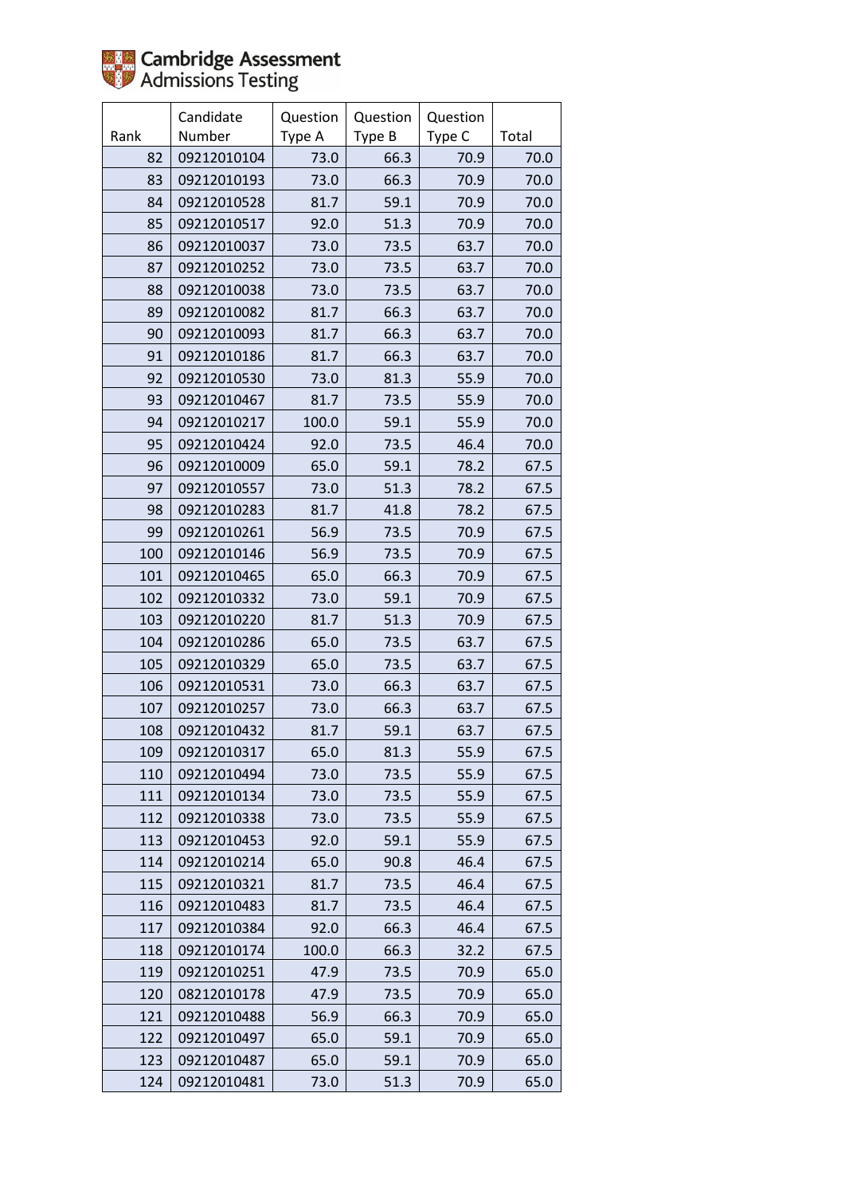| Rank | Candidate Number | Question Type A | Question Type B | Question Type C | Total |
|---|---|---|---|---|---|
| 82 | 09212010104 | 73.0 | 66.3 | 70.9 | 70.0 |
| 83 | 09212010193 | 73.0 | 66.3 | 70.9 | 70.0 |
| 84 | 09212010528 | 81.7 | 59.1 | 70.9 | 70.0 |
| 85 | 09212010517 | 92.0 | 51.3 | 70.9 | 70.0 |
| 86 | 09212010037 | 73.0 | 73.5 | 63.7 | 70.0 |
| 87 | 09212010252 | 73.0 | 73.5 | 63.7 | 70.0 |
| 88 | 09212010038 | 73.0 | 73.5 | 63.7 | 70.0 |
| 89 | 09212010082 | 81.7 | 66.3 | 63.7 | 70.0 |
| 90 | 09212010093 | 81.7 | 66.3 | 63.7 | 70.0 |
| 91 | 09212010186 | 81.7 | 66.3 | 63.7 | 70.0 |
| 92 | 09212010530 | 73.0 | 81.3 | 55.9 | 70.0 |
| 93 | 09212010467 | 81.7 | 73.5 | 55.9 | 70.0 |
| 94 | 09212010217 | 100.0 | 59.1 | 55.9 | 70.0 |
| 95 | 09212010424 | 92.0 | 73.5 | 46.4 | 70.0 |
| 96 | 09212010009 | 65.0 | 59.1 | 78.2 | 67.5 |
| 97 | 09212010557 | 73.0 | 51.3 | 78.2 | 67.5 |
| 98 | 09212010283 | 81.7 | 41.8 | 78.2 | 67.5 |
| 99 | 09212010261 | 56.9 | 73.5 | 70.9 | 67.5 |
| 100 | 09212010146 | 56.9 | 73.5 | 70.9 | 67.5 |
| 101 | 09212010465 | 65.0 | 66.3 | 70.9 | 67.5 |
| 102 | 09212010332 | 73.0 | 59.1 | 70.9 | 67.5 |
| 103 | 09212010220 | 81.7 | 51.3 | 70.9 | 67.5 |
| 104 | 09212010286 | 65.0 | 73.5 | 63.7 | 67.5 |
| 105 | 09212010329 | 65.0 | 73.5 | 63.7 | 67.5 |
| 106 | 09212010531 | 73.0 | 66.3 | 63.7 | 67.5 |
| 107 | 09212010257 | 73.0 | 66.3 | 63.7 | 67.5 |
| 108 | 09212010432 | 81.7 | 59.1 | 63.7 | 67.5 |
| 109 | 09212010317 | 65.0 | 81.3 | 55.9 | 67.5 |
| 110 | 09212010494 | 73.0 | 73.5 | 55.9 | 67.5 |
| 111 | 09212010134 | 73.0 | 73.5 | 55.9 | 67.5 |
| 112 | 09212010338 | 73.0 | 73.5 | 55.9 | 67.5 |
| 113 | 09212010453 | 92.0 | 59.1 | 55.9 | 67.5 |
| 114 | 09212010214 | 65.0 | 90.8 | 46.4 | 67.5 |
| 115 | 09212010321 | 81.7 | 73.5 | 46.4 | 67.5 |
| 116 | 09212010483 | 81.7 | 73.5 | 46.4 | 67.5 |
| 117 | 09212010384 | 92.0 | 66.3 | 46.4 | 67.5 |
| 118 | 09212010174 | 100.0 | 66.3 | 32.2 | 67.5 |
| 119 | 09212010251 | 47.9 | 73.5 | 70.9 | 65.0 |
| 120 | 08212010178 | 47.9 | 73.5 | 70.9 | 65.0 |
| 121 | 09212010488 | 56.9 | 66.3 | 70.9 | 65.0 |
| 122 | 09212010497 | 65.0 | 59.1 | 70.9 | 65.0 |
| 123 | 09212010487 | 65.0 | 59.1 | 70.9 | 65.0 |
| 124 | 09212010481 | 73.0 | 51.3 | 70.9 | 65.0 |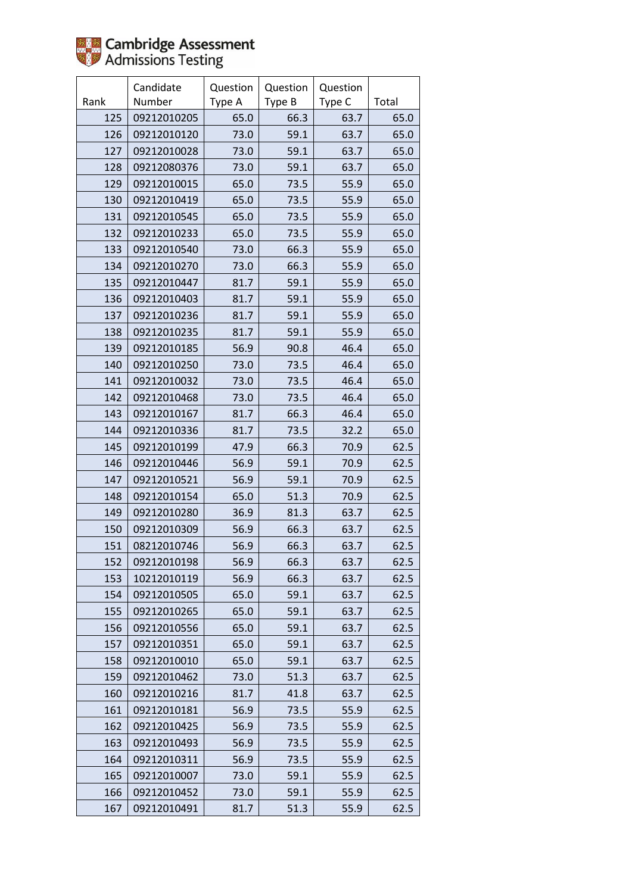| Rank | Candidate Number | Question Type A | Question Type B | Question Type C | Total |
|---|---|---|---|---|---|
| 125 | 09212010205 | 65.0 | 66.3 | 63.7 | 65.0 |
| 126 | 09212010120 | 73.0 | 59.1 | 63.7 | 65.0 |
| 127 | 09212010028 | 73.0 | 59.1 | 63.7 | 65.0 |
| 128 | 09212080376 | 73.0 | 59.1 | 63.7 | 65.0 |
| 129 | 09212010015 | 65.0 | 73.5 | 55.9 | 65.0 |
| 130 | 09212010419 | 65.0 | 73.5 | 55.9 | 65.0 |
| 131 | 09212010545 | 65.0 | 73.5 | 55.9 | 65.0 |
| 132 | 09212010233 | 65.0 | 73.5 | 55.9 | 65.0 |
| 133 | 09212010540 | 73.0 | 66.3 | 55.9 | 65.0 |
| 134 | 09212010270 | 73.0 | 66.3 | 55.9 | 65.0 |
| 135 | 09212010447 | 81.7 | 59.1 | 55.9 | 65.0 |
| 136 | 09212010403 | 81.7 | 59.1 | 55.9 | 65.0 |
| 137 | 09212010236 | 81.7 | 59.1 | 55.9 | 65.0 |
| 138 | 09212010235 | 81.7 | 59.1 | 55.9 | 65.0 |
| 139 | 09212010185 | 56.9 | 90.8 | 46.4 | 65.0 |
| 140 | 09212010250 | 73.0 | 73.5 | 46.4 | 65.0 |
| 141 | 09212010032 | 73.0 | 73.5 | 46.4 | 65.0 |
| 142 | 09212010468 | 73.0 | 73.5 | 46.4 | 65.0 |
| 143 | 09212010167 | 81.7 | 66.3 | 46.4 | 65.0 |
| 144 | 09212010336 | 81.7 | 73.5 | 32.2 | 65.0 |
| 145 | 09212010199 | 47.9 | 66.3 | 70.9 | 62.5 |
| 146 | 09212010446 | 56.9 | 59.1 | 70.9 | 62.5 |
| 147 | 09212010521 | 56.9 | 59.1 | 70.9 | 62.5 |
| 148 | 09212010154 | 65.0 | 51.3 | 70.9 | 62.5 |
| 149 | 09212010280 | 36.9 | 81.3 | 63.7 | 62.5 |
| 150 | 09212010309 | 56.9 | 66.3 | 63.7 | 62.5 |
| 151 | 08212010746 | 56.9 | 66.3 | 63.7 | 62.5 |
| 152 | 09212010198 | 56.9 | 66.3 | 63.7 | 62.5 |
| 153 | 10212010119 | 56.9 | 66.3 | 63.7 | 62.5 |
| 154 | 09212010505 | 65.0 | 59.1 | 63.7 | 62.5 |
| 155 | 09212010265 | 65.0 | 59.1 | 63.7 | 62.5 |
| 156 | 09212010556 | 65.0 | 59.1 | 63.7 | 62.5 |
| 157 | 09212010351 | 65.0 | 59.1 | 63.7 | 62.5 |
| 158 | 09212010010 | 65.0 | 59.1 | 63.7 | 62.5 |
| 159 | 09212010462 | 73.0 | 51.3 | 63.7 | 62.5 |
| 160 | 09212010216 | 81.7 | 41.8 | 63.7 | 62.5 |
| 161 | 09212010181 | 56.9 | 73.5 | 55.9 | 62.5 |
| 162 | 09212010425 | 56.9 | 73.5 | 55.9 | 62.5 |
| 163 | 09212010493 | 56.9 | 73.5 | 55.9 | 62.5 |
| 164 | 09212010311 | 56.9 | 73.5 | 55.9 | 62.5 |
| 165 | 09212010007 | 73.0 | 59.1 | 55.9 | 62.5 |
| 166 | 09212010452 | 73.0 | 59.1 | 55.9 | 62.5 |
| 167 | 09212010491 | 81.7 | 51.3 | 55.9 | 62.5 |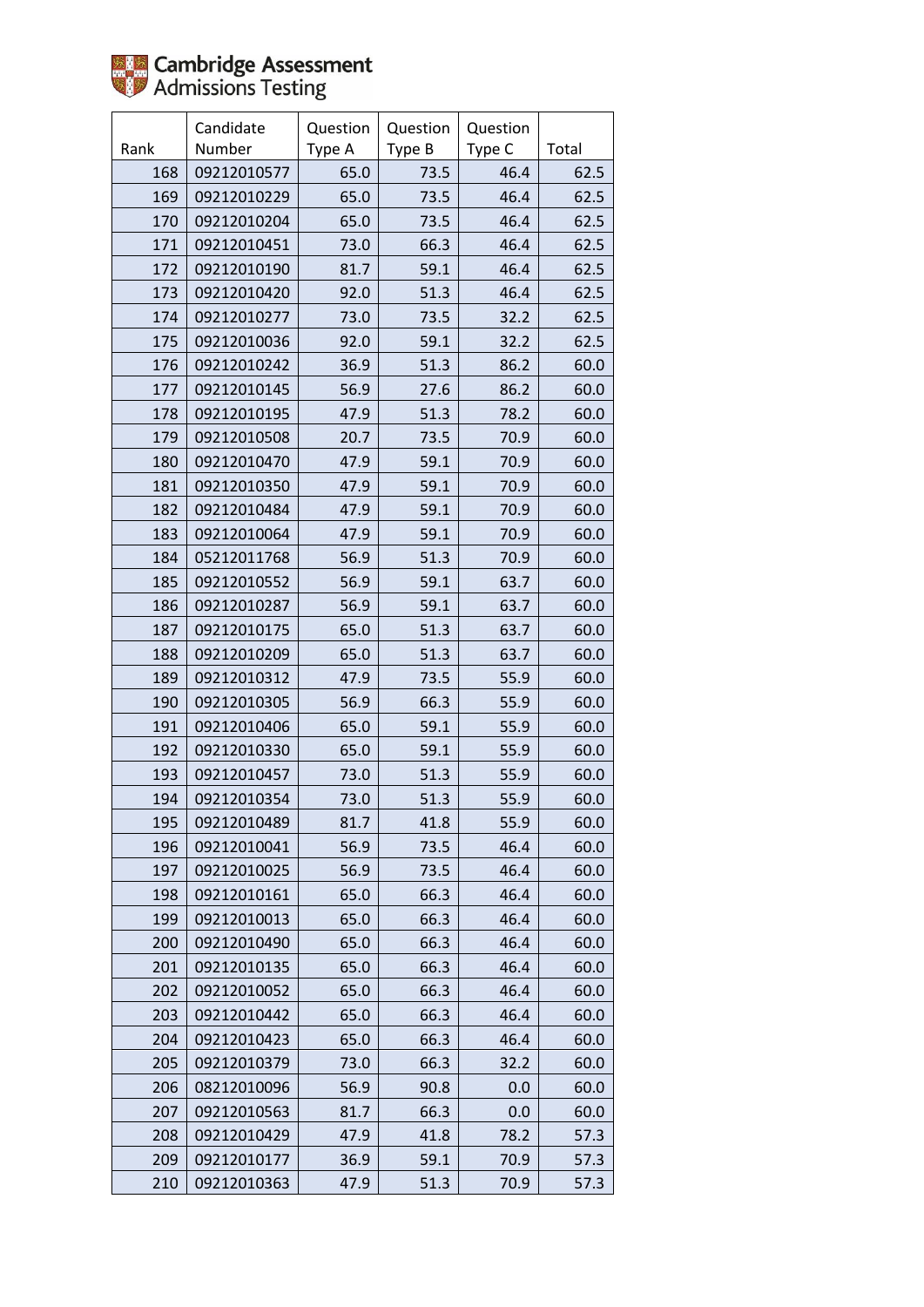Cambridge Assessment Admissions Testing

| Rank | Candidate Number | Question Type A | Question Type B | Question Type C | Total |
|---|---|---|---|---|---|
| 168 | 09212010577 | 65.0 | 73.5 | 46.4 | 62.5 |
| 169 | 09212010229 | 65.0 | 73.5 | 46.4 | 62.5 |
| 170 | 09212010204 | 65.0 | 73.5 | 46.4 | 62.5 |
| 171 | 09212010451 | 73.0 | 66.3 | 46.4 | 62.5 |
| 172 | 09212010190 | 81.7 | 59.1 | 46.4 | 62.5 |
| 173 | 09212010420 | 92.0 | 51.3 | 46.4 | 62.5 |
| 174 | 09212010277 | 73.0 | 73.5 | 32.2 | 62.5 |
| 175 | 09212010036 | 92.0 | 59.1 | 32.2 | 62.5 |
| 176 | 09212010242 | 36.9 | 51.3 | 86.2 | 60.0 |
| 177 | 09212010145 | 56.9 | 27.6 | 86.2 | 60.0 |
| 178 | 09212010195 | 47.9 | 51.3 | 78.2 | 60.0 |
| 179 | 09212010508 | 20.7 | 73.5 | 70.9 | 60.0 |
| 180 | 09212010470 | 47.9 | 59.1 | 70.9 | 60.0 |
| 181 | 09212010350 | 47.9 | 59.1 | 70.9 | 60.0 |
| 182 | 09212010484 | 47.9 | 59.1 | 70.9 | 60.0 |
| 183 | 09212010064 | 47.9 | 59.1 | 70.9 | 60.0 |
| 184 | 05212011768 | 56.9 | 51.3 | 70.9 | 60.0 |
| 185 | 09212010552 | 56.9 | 59.1 | 63.7 | 60.0 |
| 186 | 09212010287 | 56.9 | 59.1 | 63.7 | 60.0 |
| 187 | 09212010175 | 65.0 | 51.3 | 63.7 | 60.0 |
| 188 | 09212010209 | 65.0 | 51.3 | 63.7 | 60.0 |
| 189 | 09212010312 | 47.9 | 73.5 | 55.9 | 60.0 |
| 190 | 09212010305 | 56.9 | 66.3 | 55.9 | 60.0 |
| 191 | 09212010406 | 65.0 | 59.1 | 55.9 | 60.0 |
| 192 | 09212010330 | 65.0 | 59.1 | 55.9 | 60.0 |
| 193 | 09212010457 | 73.0 | 51.3 | 55.9 | 60.0 |
| 194 | 09212010354 | 73.0 | 51.3 | 55.9 | 60.0 |
| 195 | 09212010489 | 81.7 | 41.8 | 55.9 | 60.0 |
| 196 | 09212010041 | 56.9 | 73.5 | 46.4 | 60.0 |
| 197 | 09212010025 | 56.9 | 73.5 | 46.4 | 60.0 |
| 198 | 09212010161 | 65.0 | 66.3 | 46.4 | 60.0 |
| 199 | 09212010013 | 65.0 | 66.3 | 46.4 | 60.0 |
| 200 | 09212010490 | 65.0 | 66.3 | 46.4 | 60.0 |
| 201 | 09212010135 | 65.0 | 66.3 | 46.4 | 60.0 |
| 202 | 09212010052 | 65.0 | 66.3 | 46.4 | 60.0 |
| 203 | 09212010442 | 65.0 | 66.3 | 46.4 | 60.0 |
| 204 | 09212010423 | 65.0 | 66.3 | 46.4 | 60.0 |
| 205 | 09212010379 | 73.0 | 66.3 | 32.2 | 60.0 |
| 206 | 08212010096 | 56.9 | 90.8 | 0.0 | 60.0 |
| 207 | 09212010563 | 81.7 | 66.3 | 0.0 | 60.0 |
| 208 | 09212010429 | 47.9 | 41.8 | 78.2 | 57.3 |
| 209 | 09212010177 | 36.9 | 59.1 | 70.9 | 57.3 |
| 210 | 09212010363 | 47.9 | 51.3 | 70.9 | 57.3 |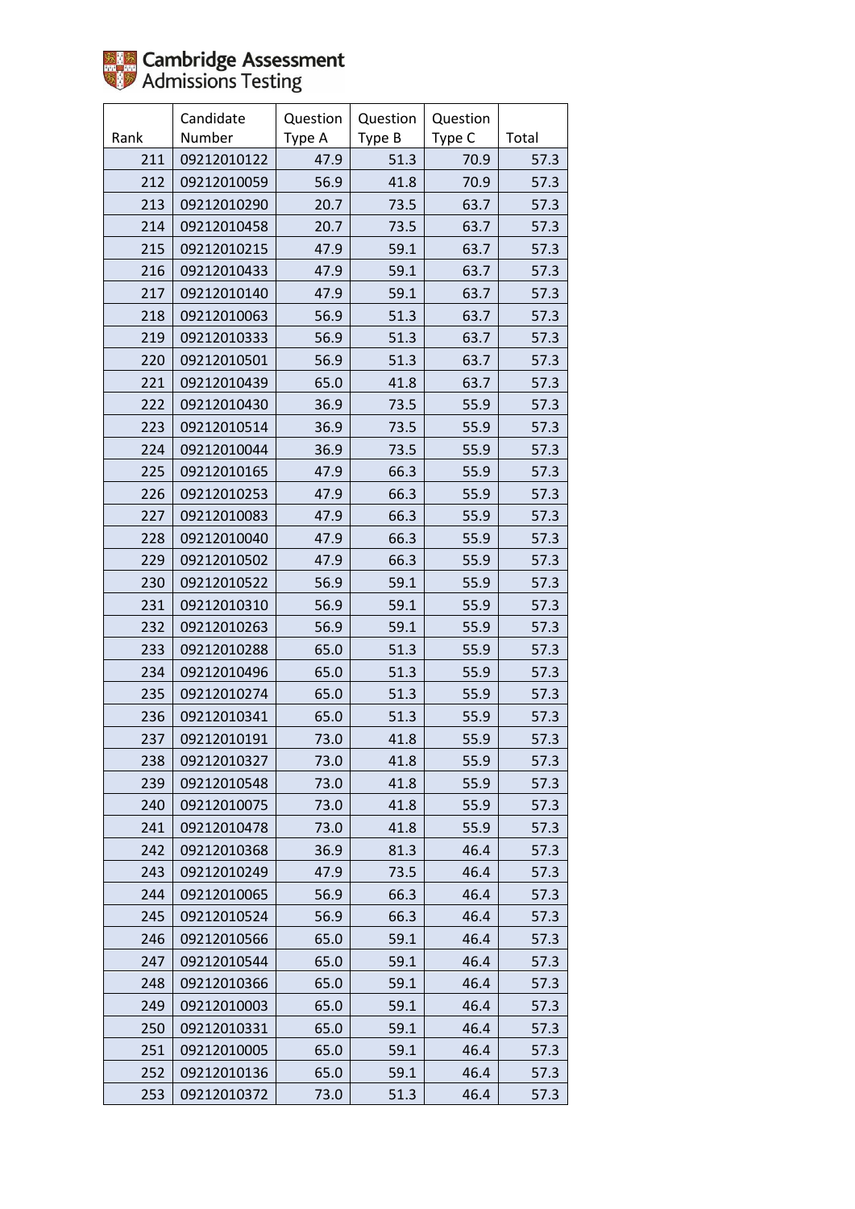Cambridge Assessment Admissions Testing

| Rank | Candidate Number | Question Type A | Question Type B | Question Type C | Total |
|---|---|---|---|---|---|
| 211 | 09212010122 | 47.9 | 51.3 | 70.9 | 57.3 |
| 212 | 09212010059 | 56.9 | 41.8 | 70.9 | 57.3 |
| 213 | 09212010290 | 20.7 | 73.5 | 63.7 | 57.3 |
| 214 | 09212010458 | 20.7 | 73.5 | 63.7 | 57.3 |
| 215 | 09212010215 | 47.9 | 59.1 | 63.7 | 57.3 |
| 216 | 09212010433 | 47.9 | 59.1 | 63.7 | 57.3 |
| 217 | 09212010140 | 47.9 | 59.1 | 63.7 | 57.3 |
| 218 | 09212010063 | 56.9 | 51.3 | 63.7 | 57.3 |
| 219 | 09212010333 | 56.9 | 51.3 | 63.7 | 57.3 |
| 220 | 09212010501 | 56.9 | 51.3 | 63.7 | 57.3 |
| 221 | 09212010439 | 65.0 | 41.8 | 63.7 | 57.3 |
| 222 | 09212010430 | 36.9 | 73.5 | 55.9 | 57.3 |
| 223 | 09212010514 | 36.9 | 73.5 | 55.9 | 57.3 |
| 224 | 09212010044 | 36.9 | 73.5 | 55.9 | 57.3 |
| 225 | 09212010165 | 47.9 | 66.3 | 55.9 | 57.3 |
| 226 | 09212010253 | 47.9 | 66.3 | 55.9 | 57.3 |
| 227 | 09212010083 | 47.9 | 66.3 | 55.9 | 57.3 |
| 228 | 09212010040 | 47.9 | 66.3 | 55.9 | 57.3 |
| 229 | 09212010502 | 47.9 | 66.3 | 55.9 | 57.3 |
| 230 | 09212010522 | 56.9 | 59.1 | 55.9 | 57.3 |
| 231 | 09212010310 | 56.9 | 59.1 | 55.9 | 57.3 |
| 232 | 09212010263 | 56.9 | 59.1 | 55.9 | 57.3 |
| 233 | 09212010288 | 65.0 | 51.3 | 55.9 | 57.3 |
| 234 | 09212010496 | 65.0 | 51.3 | 55.9 | 57.3 |
| 235 | 09212010274 | 65.0 | 51.3 | 55.9 | 57.3 |
| 236 | 09212010341 | 65.0 | 51.3 | 55.9 | 57.3 |
| 237 | 09212010191 | 73.0 | 41.8 | 55.9 | 57.3 |
| 238 | 09212010327 | 73.0 | 41.8 | 55.9 | 57.3 |
| 239 | 09212010548 | 73.0 | 41.8 | 55.9 | 57.3 |
| 240 | 09212010075 | 73.0 | 41.8 | 55.9 | 57.3 |
| 241 | 09212010478 | 73.0 | 41.8 | 55.9 | 57.3 |
| 242 | 09212010368 | 36.9 | 81.3 | 46.4 | 57.3 |
| 243 | 09212010249 | 47.9 | 73.5 | 46.4 | 57.3 |
| 244 | 09212010065 | 56.9 | 66.3 | 46.4 | 57.3 |
| 245 | 09212010524 | 56.9 | 66.3 | 46.4 | 57.3 |
| 246 | 09212010566 | 65.0 | 59.1 | 46.4 | 57.3 |
| 247 | 09212010544 | 65.0 | 59.1 | 46.4 | 57.3 |
| 248 | 09212010366 | 65.0 | 59.1 | 46.4 | 57.3 |
| 249 | 09212010003 | 65.0 | 59.1 | 46.4 | 57.3 |
| 250 | 09212010331 | 65.0 | 59.1 | 46.4 | 57.3 |
| 251 | 09212010005 | 65.0 | 59.1 | 46.4 | 57.3 |
| 252 | 09212010136 | 65.0 | 59.1 | 46.4 | 57.3 |
| 253 | 09212010372 | 73.0 | 51.3 | 46.4 | 57.3 |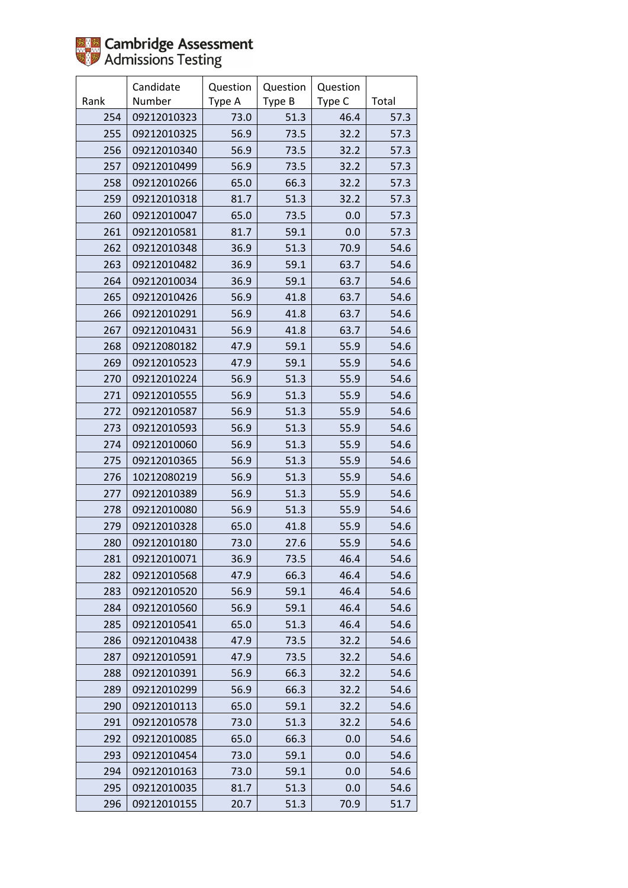| Rank | Candidate Number | Question Type A | Question Type B | Question Type C | Total |
|---|---|---|---|---|---|
| 254 | 09212010323 | 73.0 | 51.3 | 46.4 | 57.3 |
| 255 | 09212010325 | 56.9 | 73.5 | 32.2 | 57.3 |
| 256 | 09212010340 | 56.9 | 73.5 | 32.2 | 57.3 |
| 257 | 09212010499 | 56.9 | 73.5 | 32.2 | 57.3 |
| 258 | 09212010266 | 65.0 | 66.3 | 32.2 | 57.3 |
| 259 | 09212010318 | 81.7 | 51.3 | 32.2 | 57.3 |
| 260 | 09212010047 | 65.0 | 73.5 | 0.0 | 57.3 |
| 261 | 09212010581 | 81.7 | 59.1 | 0.0 | 57.3 |
| 262 | 09212010348 | 36.9 | 51.3 | 70.9 | 54.6 |
| 263 | 09212010482 | 36.9 | 59.1 | 63.7 | 54.6 |
| 264 | 09212010034 | 36.9 | 59.1 | 63.7 | 54.6 |
| 265 | 09212010426 | 56.9 | 41.8 | 63.7 | 54.6 |
| 266 | 09212010291 | 56.9 | 41.8 | 63.7 | 54.6 |
| 267 | 09212010431 | 56.9 | 41.8 | 63.7 | 54.6 |
| 268 | 09212080182 | 47.9 | 59.1 | 55.9 | 54.6 |
| 269 | 09212010523 | 47.9 | 59.1 | 55.9 | 54.6 |
| 270 | 09212010224 | 56.9 | 51.3 | 55.9 | 54.6 |
| 271 | 09212010555 | 56.9 | 51.3 | 55.9 | 54.6 |
| 272 | 09212010587 | 56.9 | 51.3 | 55.9 | 54.6 |
| 273 | 09212010593 | 56.9 | 51.3 | 55.9 | 54.6 |
| 274 | 09212010060 | 56.9 | 51.3 | 55.9 | 54.6 |
| 275 | 09212010365 | 56.9 | 51.3 | 55.9 | 54.6 |
| 276 | 10212080219 | 56.9 | 51.3 | 55.9 | 54.6 |
| 277 | 09212010389 | 56.9 | 51.3 | 55.9 | 54.6 |
| 278 | 09212010080 | 56.9 | 51.3 | 55.9 | 54.6 |
| 279 | 09212010328 | 65.0 | 41.8 | 55.9 | 54.6 |
| 280 | 09212010180 | 73.0 | 27.6 | 55.9 | 54.6 |
| 281 | 09212010071 | 36.9 | 73.5 | 46.4 | 54.6 |
| 282 | 09212010568 | 47.9 | 66.3 | 46.4 | 54.6 |
| 283 | 09212010520 | 56.9 | 59.1 | 46.4 | 54.6 |
| 284 | 09212010560 | 56.9 | 59.1 | 46.4 | 54.6 |
| 285 | 09212010541 | 65.0 | 51.3 | 46.4 | 54.6 |
| 286 | 09212010438 | 47.9 | 73.5 | 32.2 | 54.6 |
| 287 | 09212010591 | 47.9 | 73.5 | 32.2 | 54.6 |
| 288 | 09212010391 | 56.9 | 66.3 | 32.2 | 54.6 |
| 289 | 09212010299 | 56.9 | 66.3 | 32.2 | 54.6 |
| 290 | 09212010113 | 65.0 | 59.1 | 32.2 | 54.6 |
| 291 | 09212010578 | 73.0 | 51.3 | 32.2 | 54.6 |
| 292 | 09212010085 | 65.0 | 66.3 | 0.0 | 54.6 |
| 293 | 09212010454 | 73.0 | 59.1 | 0.0 | 54.6 |
| 294 | 09212010163 | 73.0 | 59.1 | 0.0 | 54.6 |
| 295 | 09212010035 | 81.7 | 51.3 | 0.0 | 54.6 |
| 296 | 09212010155 | 20.7 | 51.3 | 70.9 | 51.7 |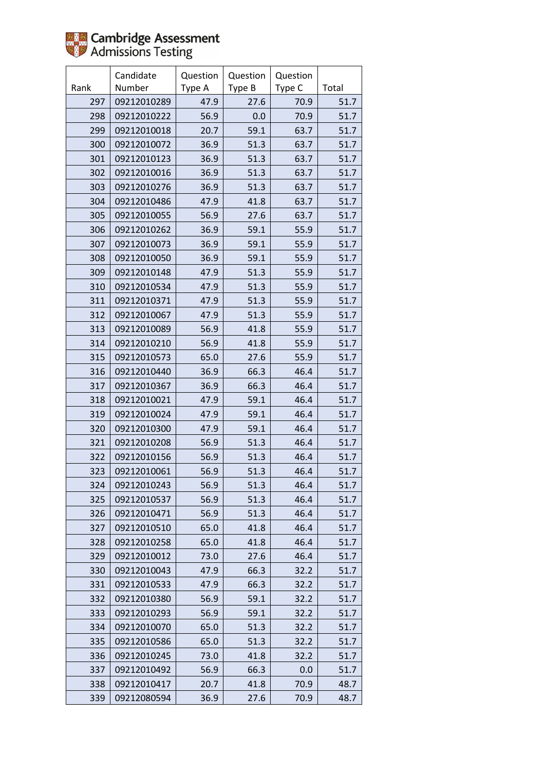Cambridge Assessment Admissions Testing

| Rank | Candidate Number | Question Type A | Question Type B | Question Type C | Total |
|---|---|---|---|---|---|
| 297 | 09212010289 | 47.9 | 27.6 | 70.9 | 51.7 |
| 298 | 09212010222 | 56.9 | 0.0 | 70.9 | 51.7 |
| 299 | 09212010018 | 20.7 | 59.1 | 63.7 | 51.7 |
| 300 | 09212010072 | 36.9 | 51.3 | 63.7 | 51.7 |
| 301 | 09212010123 | 36.9 | 51.3 | 63.7 | 51.7 |
| 302 | 09212010016 | 36.9 | 51.3 | 63.7 | 51.7 |
| 303 | 09212010276 | 36.9 | 51.3 | 63.7 | 51.7 |
| 304 | 09212010486 | 47.9 | 41.8 | 63.7 | 51.7 |
| 305 | 09212010055 | 56.9 | 27.6 | 63.7 | 51.7 |
| 306 | 09212010262 | 36.9 | 59.1 | 55.9 | 51.7 |
| 307 | 09212010073 | 36.9 | 59.1 | 55.9 | 51.7 |
| 308 | 09212010050 | 36.9 | 59.1 | 55.9 | 51.7 |
| 309 | 09212010148 | 47.9 | 51.3 | 55.9 | 51.7 |
| 310 | 09212010534 | 47.9 | 51.3 | 55.9 | 51.7 |
| 311 | 09212010371 | 47.9 | 51.3 | 55.9 | 51.7 |
| 312 | 09212010067 | 47.9 | 51.3 | 55.9 | 51.7 |
| 313 | 09212010089 | 56.9 | 41.8 | 55.9 | 51.7 |
| 314 | 09212010210 | 56.9 | 41.8 | 55.9 | 51.7 |
| 315 | 09212010573 | 65.0 | 27.6 | 55.9 | 51.7 |
| 316 | 09212010440 | 36.9 | 66.3 | 46.4 | 51.7 |
| 317 | 09212010367 | 36.9 | 66.3 | 46.4 | 51.7 |
| 318 | 09212010021 | 47.9 | 59.1 | 46.4 | 51.7 |
| 319 | 09212010024 | 47.9 | 59.1 | 46.4 | 51.7 |
| 320 | 09212010300 | 47.9 | 59.1 | 46.4 | 51.7 |
| 321 | 09212010208 | 56.9 | 51.3 | 46.4 | 51.7 |
| 322 | 09212010156 | 56.9 | 51.3 | 46.4 | 51.7 |
| 323 | 09212010061 | 56.9 | 51.3 | 46.4 | 51.7 |
| 324 | 09212010243 | 56.9 | 51.3 | 46.4 | 51.7 |
| 325 | 09212010537 | 56.9 | 51.3 | 46.4 | 51.7 |
| 326 | 09212010471 | 56.9 | 51.3 | 46.4 | 51.7 |
| 327 | 09212010510 | 65.0 | 41.8 | 46.4 | 51.7 |
| 328 | 09212010258 | 65.0 | 41.8 | 46.4 | 51.7 |
| 329 | 09212010012 | 73.0 | 27.6 | 46.4 | 51.7 |
| 330 | 09212010043 | 47.9 | 66.3 | 32.2 | 51.7 |
| 331 | 09212010533 | 47.9 | 66.3 | 32.2 | 51.7 |
| 332 | 09212010380 | 56.9 | 59.1 | 32.2 | 51.7 |
| 333 | 09212010293 | 56.9 | 59.1 | 32.2 | 51.7 |
| 334 | 09212010070 | 65.0 | 51.3 | 32.2 | 51.7 |
| 335 | 09212010586 | 65.0 | 51.3 | 32.2 | 51.7 |
| 336 | 09212010245 | 73.0 | 41.8 | 32.2 | 51.7 |
| 337 | 09212010492 | 56.9 | 66.3 | 0.0 | 51.7 |
| 338 | 09212010417 | 20.7 | 41.8 | 70.9 | 48.7 |
| 339 | 09212080594 | 36.9 | 27.6 | 70.9 | 48.7 |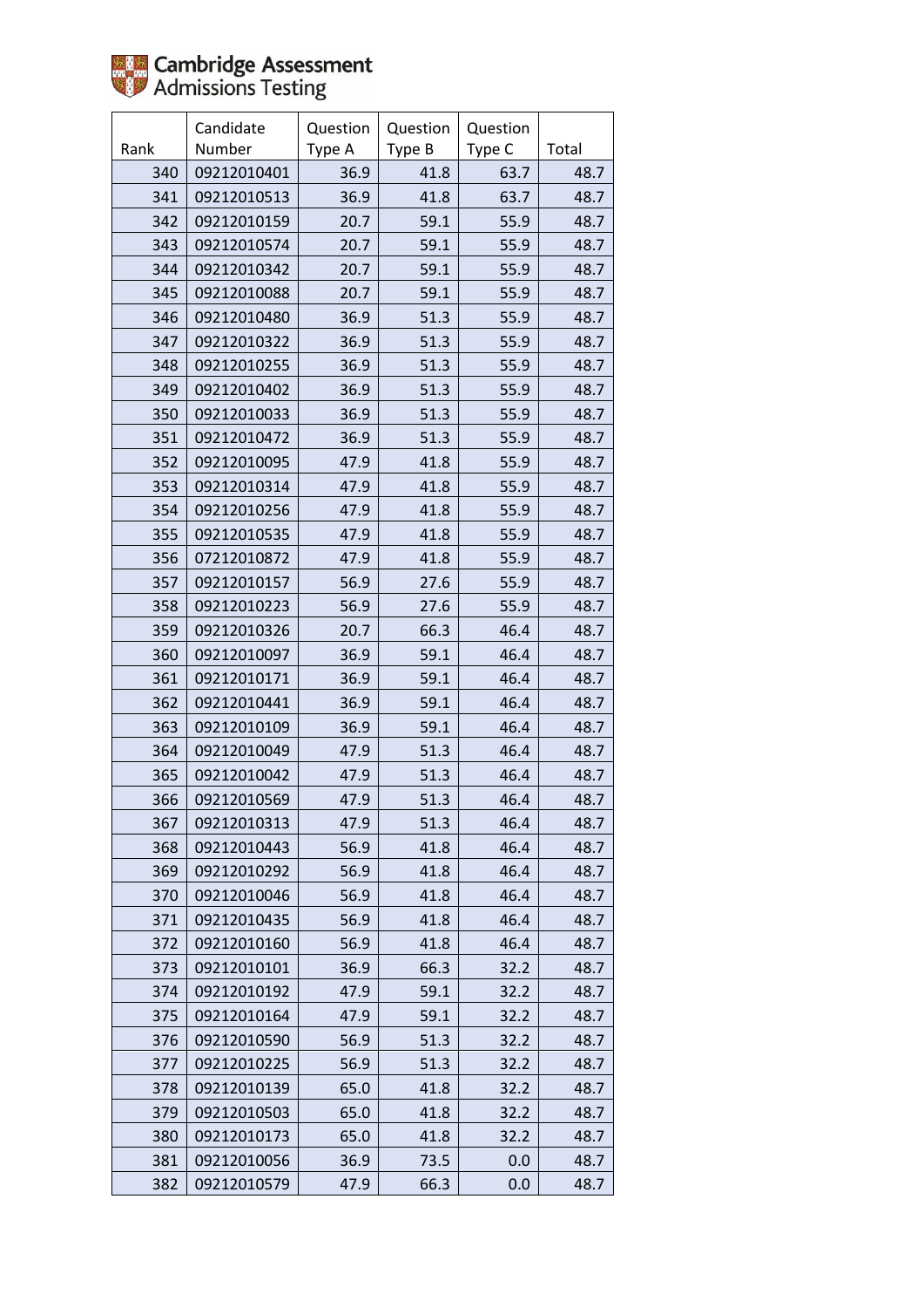Cambridge Assessment Admissions Testing

| Rank | Candidate Number | Question Type A | Question Type B | Question Type C | Total |
|---|---|---|---|---|---|
| 340 | 09212010401 | 36.9 | 41.8 | 63.7 | 48.7 |
| 341 | 09212010513 | 36.9 | 41.8 | 63.7 | 48.7 |
| 342 | 09212010159 | 20.7 | 59.1 | 55.9 | 48.7 |
| 343 | 09212010574 | 20.7 | 59.1 | 55.9 | 48.7 |
| 344 | 09212010342 | 20.7 | 59.1 | 55.9 | 48.7 |
| 345 | 09212010088 | 20.7 | 59.1 | 55.9 | 48.7 |
| 346 | 09212010480 | 36.9 | 51.3 | 55.9 | 48.7 |
| 347 | 09212010322 | 36.9 | 51.3 | 55.9 | 48.7 |
| 348 | 09212010255 | 36.9 | 51.3 | 55.9 | 48.7 |
| 349 | 09212010402 | 36.9 | 51.3 | 55.9 | 48.7 |
| 350 | 09212010033 | 36.9 | 51.3 | 55.9 | 48.7 |
| 351 | 09212010472 | 36.9 | 51.3 | 55.9 | 48.7 |
| 352 | 09212010095 | 47.9 | 41.8 | 55.9 | 48.7 |
| 353 | 09212010314 | 47.9 | 41.8 | 55.9 | 48.7 |
| 354 | 09212010256 | 47.9 | 41.8 | 55.9 | 48.7 |
| 355 | 09212010535 | 47.9 | 41.8 | 55.9 | 48.7 |
| 356 | 07212010872 | 47.9 | 41.8 | 55.9 | 48.7 |
| 357 | 09212010157 | 56.9 | 27.6 | 55.9 | 48.7 |
| 358 | 09212010223 | 56.9 | 27.6 | 55.9 | 48.7 |
| 359 | 09212010326 | 20.7 | 66.3 | 46.4 | 48.7 |
| 360 | 09212010097 | 36.9 | 59.1 | 46.4 | 48.7 |
| 361 | 09212010171 | 36.9 | 59.1 | 46.4 | 48.7 |
| 362 | 09212010441 | 36.9 | 59.1 | 46.4 | 48.7 |
| 363 | 09212010109 | 36.9 | 59.1 | 46.4 | 48.7 |
| 364 | 09212010049 | 47.9 | 51.3 | 46.4 | 48.7 |
| 365 | 09212010042 | 47.9 | 51.3 | 46.4 | 48.7 |
| 366 | 09212010569 | 47.9 | 51.3 | 46.4 | 48.7 |
| 367 | 09212010313 | 47.9 | 51.3 | 46.4 | 48.7 |
| 368 | 09212010443 | 56.9 | 41.8 | 46.4 | 48.7 |
| 369 | 09212010292 | 56.9 | 41.8 | 46.4 | 48.7 |
| 370 | 09212010046 | 56.9 | 41.8 | 46.4 | 48.7 |
| 371 | 09212010435 | 56.9 | 41.8 | 46.4 | 48.7 |
| 372 | 09212010160 | 56.9 | 41.8 | 46.4 | 48.7 |
| 373 | 09212010101 | 36.9 | 66.3 | 32.2 | 48.7 |
| 374 | 09212010192 | 47.9 | 59.1 | 32.2 | 48.7 |
| 375 | 09212010164 | 47.9 | 59.1 | 32.2 | 48.7 |
| 376 | 09212010590 | 56.9 | 51.3 | 32.2 | 48.7 |
| 377 | 09212010225 | 56.9 | 51.3 | 32.2 | 48.7 |
| 378 | 09212010139 | 65.0 | 41.8 | 32.2 | 48.7 |
| 379 | 09212010503 | 65.0 | 41.8 | 32.2 | 48.7 |
| 380 | 09212010173 | 65.0 | 41.8 | 32.2 | 48.7 |
| 381 | 09212010056 | 36.9 | 73.5 | 0.0 | 48.7 |
| 382 | 09212010579 | 47.9 | 66.3 | 0.0 | 48.7 |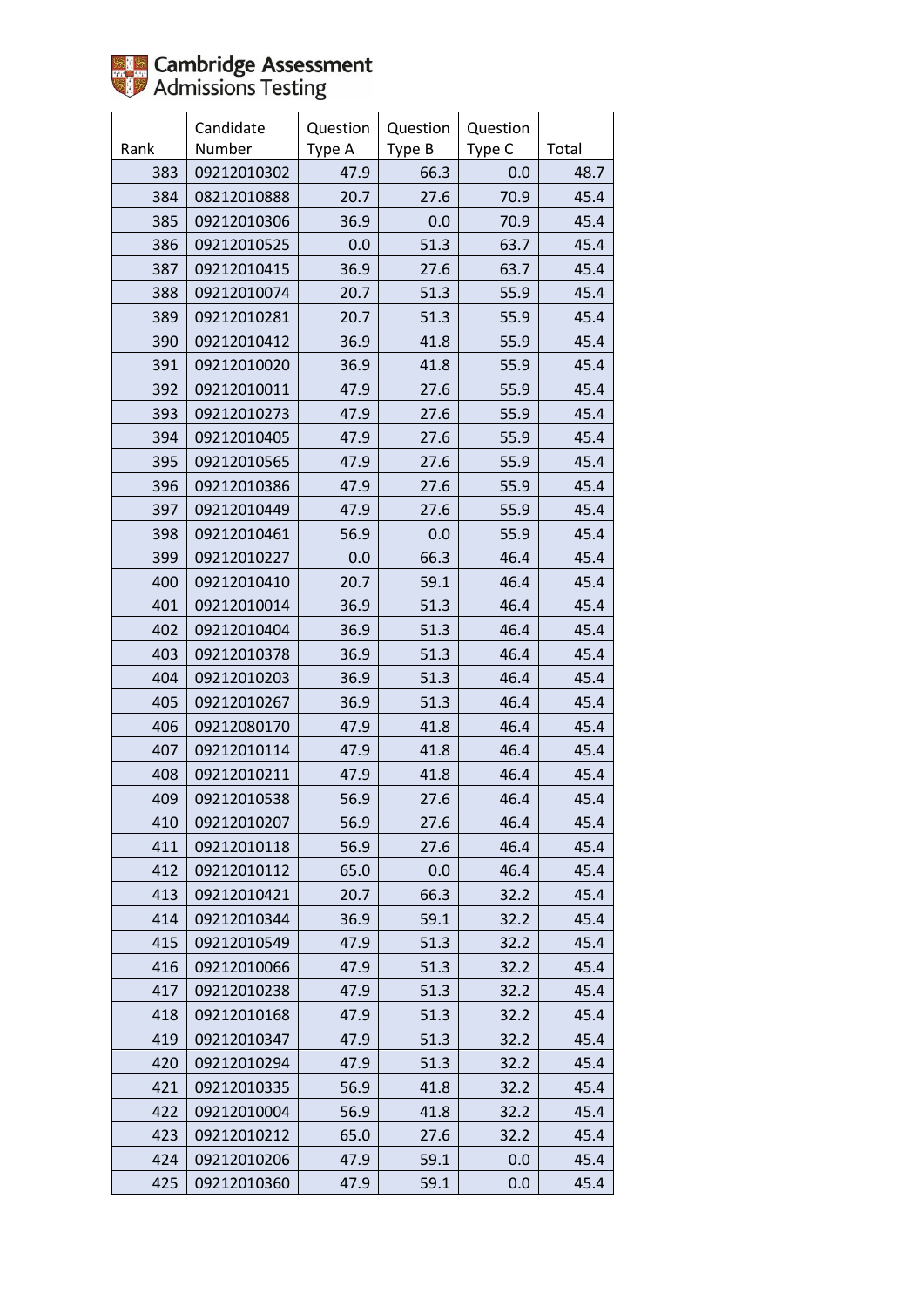Cambridge Assessment Admissions Testing

| Rank | Candidate Number | Question Type A | Question Type B | Question Type C | Total |
|---|---|---|---|---|---|
| 383 | 09212010302 | 47.9 | 66.3 | 0.0 | 48.7 |
| 384 | 08212010888 | 20.7 | 27.6 | 70.9 | 45.4 |
| 385 | 09212010306 | 36.9 | 0.0 | 70.9 | 45.4 |
| 386 | 09212010525 | 0.0 | 51.3 | 63.7 | 45.4 |
| 387 | 09212010415 | 36.9 | 27.6 | 63.7 | 45.4 |
| 388 | 09212010074 | 20.7 | 51.3 | 55.9 | 45.4 |
| 389 | 09212010281 | 20.7 | 51.3 | 55.9 | 45.4 |
| 390 | 09212010412 | 36.9 | 41.8 | 55.9 | 45.4 |
| 391 | 09212010020 | 36.9 | 41.8 | 55.9 | 45.4 |
| 392 | 09212010011 | 47.9 | 27.6 | 55.9 | 45.4 |
| 393 | 09212010273 | 47.9 | 27.6 | 55.9 | 45.4 |
| 394 | 09212010405 | 47.9 | 27.6 | 55.9 | 45.4 |
| 395 | 09212010565 | 47.9 | 27.6 | 55.9 | 45.4 |
| 396 | 09212010386 | 47.9 | 27.6 | 55.9 | 45.4 |
| 397 | 09212010449 | 47.9 | 27.6 | 55.9 | 45.4 |
| 398 | 09212010461 | 56.9 | 0.0 | 55.9 | 45.4 |
| 399 | 09212010227 | 0.0 | 66.3 | 46.4 | 45.4 |
| 400 | 09212010410 | 20.7 | 59.1 | 46.4 | 45.4 |
| 401 | 09212010014 | 36.9 | 51.3 | 46.4 | 45.4 |
| 402 | 09212010404 | 36.9 | 51.3 | 46.4 | 45.4 |
| 403 | 09212010378 | 36.9 | 51.3 | 46.4 | 45.4 |
| 404 | 09212010203 | 36.9 | 51.3 | 46.4 | 45.4 |
| 405 | 09212010267 | 36.9 | 51.3 | 46.4 | 45.4 |
| 406 | 09212080170 | 47.9 | 41.8 | 46.4 | 45.4 |
| 407 | 09212010114 | 47.9 | 41.8 | 46.4 | 45.4 |
| 408 | 09212010211 | 47.9 | 41.8 | 46.4 | 45.4 |
| 409 | 09212010538 | 56.9 | 27.6 | 46.4 | 45.4 |
| 410 | 09212010207 | 56.9 | 27.6 | 46.4 | 45.4 |
| 411 | 09212010118 | 56.9 | 27.6 | 46.4 | 45.4 |
| 412 | 09212010112 | 65.0 | 0.0 | 46.4 | 45.4 |
| 413 | 09212010421 | 20.7 | 66.3 | 32.2 | 45.4 |
| 414 | 09212010344 | 36.9 | 59.1 | 32.2 | 45.4 |
| 415 | 09212010549 | 47.9 | 51.3 | 32.2 | 45.4 |
| 416 | 09212010066 | 47.9 | 51.3 | 32.2 | 45.4 |
| 417 | 09212010238 | 47.9 | 51.3 | 32.2 | 45.4 |
| 418 | 09212010168 | 47.9 | 51.3 | 32.2 | 45.4 |
| 419 | 09212010347 | 47.9 | 51.3 | 32.2 | 45.4 |
| 420 | 09212010294 | 47.9 | 51.3 | 32.2 | 45.4 |
| 421 | 09212010335 | 56.9 | 41.8 | 32.2 | 45.4 |
| 422 | 09212010004 | 56.9 | 41.8 | 32.2 | 45.4 |
| 423 | 09212010212 | 65.0 | 27.6 | 32.2 | 45.4 |
| 424 | 09212010206 | 47.9 | 59.1 | 0.0 | 45.4 |
| 425 | 09212010360 | 47.9 | 59.1 | 0.0 | 45.4 |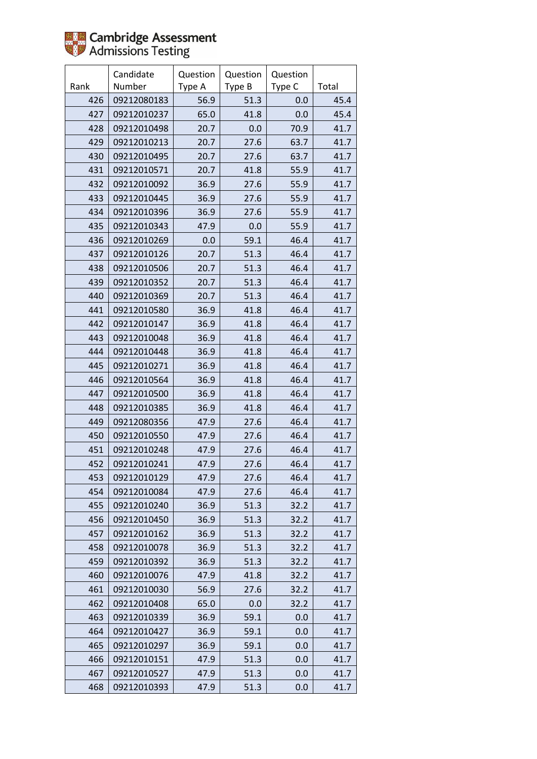Cambridge Assessment Admissions Testing

| Rank | Candidate Number | Question Type A | Question Type B | Question Type C | Total |
|---|---|---|---|---|---|
| 426 | 09212080183 | 56.9 | 51.3 | 0.0 | 45.4 |
| 427 | 09212010237 | 65.0 | 41.8 | 0.0 | 45.4 |
| 428 | 09212010498 | 20.7 | 0.0 | 70.9 | 41.7 |
| 429 | 09212010213 | 20.7 | 27.6 | 63.7 | 41.7 |
| 430 | 09212010495 | 20.7 | 27.6 | 63.7 | 41.7 |
| 431 | 09212010571 | 20.7 | 41.8 | 55.9 | 41.7 |
| 432 | 09212010092 | 36.9 | 27.6 | 55.9 | 41.7 |
| 433 | 09212010445 | 36.9 | 27.6 | 55.9 | 41.7 |
| 434 | 09212010396 | 36.9 | 27.6 | 55.9 | 41.7 |
| 435 | 09212010343 | 47.9 | 0.0 | 55.9 | 41.7 |
| 436 | 09212010269 | 0.0 | 59.1 | 46.4 | 41.7 |
| 437 | 09212010126 | 20.7 | 51.3 | 46.4 | 41.7 |
| 438 | 09212010506 | 20.7 | 51.3 | 46.4 | 41.7 |
| 439 | 09212010352 | 20.7 | 51.3 | 46.4 | 41.7 |
| 440 | 09212010369 | 20.7 | 51.3 | 46.4 | 41.7 |
| 441 | 09212010580 | 36.9 | 41.8 | 46.4 | 41.7 |
| 442 | 09212010147 | 36.9 | 41.8 | 46.4 | 41.7 |
| 443 | 09212010048 | 36.9 | 41.8 | 46.4 | 41.7 |
| 444 | 09212010448 | 36.9 | 41.8 | 46.4 | 41.7 |
| 445 | 09212010271 | 36.9 | 41.8 | 46.4 | 41.7 |
| 446 | 09212010564 | 36.9 | 41.8 | 46.4 | 41.7 |
| 447 | 09212010500 | 36.9 | 41.8 | 46.4 | 41.7 |
| 448 | 09212010385 | 36.9 | 41.8 | 46.4 | 41.7 |
| 449 | 09212080356 | 47.9 | 27.6 | 46.4 | 41.7 |
| 450 | 09212010550 | 47.9 | 27.6 | 46.4 | 41.7 |
| 451 | 09212010248 | 47.9 | 27.6 | 46.4 | 41.7 |
| 452 | 09212010241 | 47.9 | 27.6 | 46.4 | 41.7 |
| 453 | 09212010129 | 47.9 | 27.6 | 46.4 | 41.7 |
| 454 | 09212010084 | 47.9 | 27.6 | 46.4 | 41.7 |
| 455 | 09212010240 | 36.9 | 51.3 | 32.2 | 41.7 |
| 456 | 09212010450 | 36.9 | 51.3 | 32.2 | 41.7 |
| 457 | 09212010162 | 36.9 | 51.3 | 32.2 | 41.7 |
| 458 | 09212010078 | 36.9 | 51.3 | 32.2 | 41.7 |
| 459 | 09212010392 | 36.9 | 51.3 | 32.2 | 41.7 |
| 460 | 09212010076 | 47.9 | 41.8 | 32.2 | 41.7 |
| 461 | 09212010030 | 56.9 | 27.6 | 32.2 | 41.7 |
| 462 | 09212010408 | 65.0 | 0.0 | 32.2 | 41.7 |
| 463 | 09212010339 | 36.9 | 59.1 | 0.0 | 41.7 |
| 464 | 09212010427 | 36.9 | 59.1 | 0.0 | 41.7 |
| 465 | 09212010297 | 36.9 | 59.1 | 0.0 | 41.7 |
| 466 | 09212010151 | 47.9 | 51.3 | 0.0 | 41.7 |
| 467 | 09212010527 | 47.9 | 51.3 | 0.0 | 41.7 |
| 468 | 09212010393 | 47.9 | 51.3 | 0.0 | 41.7 |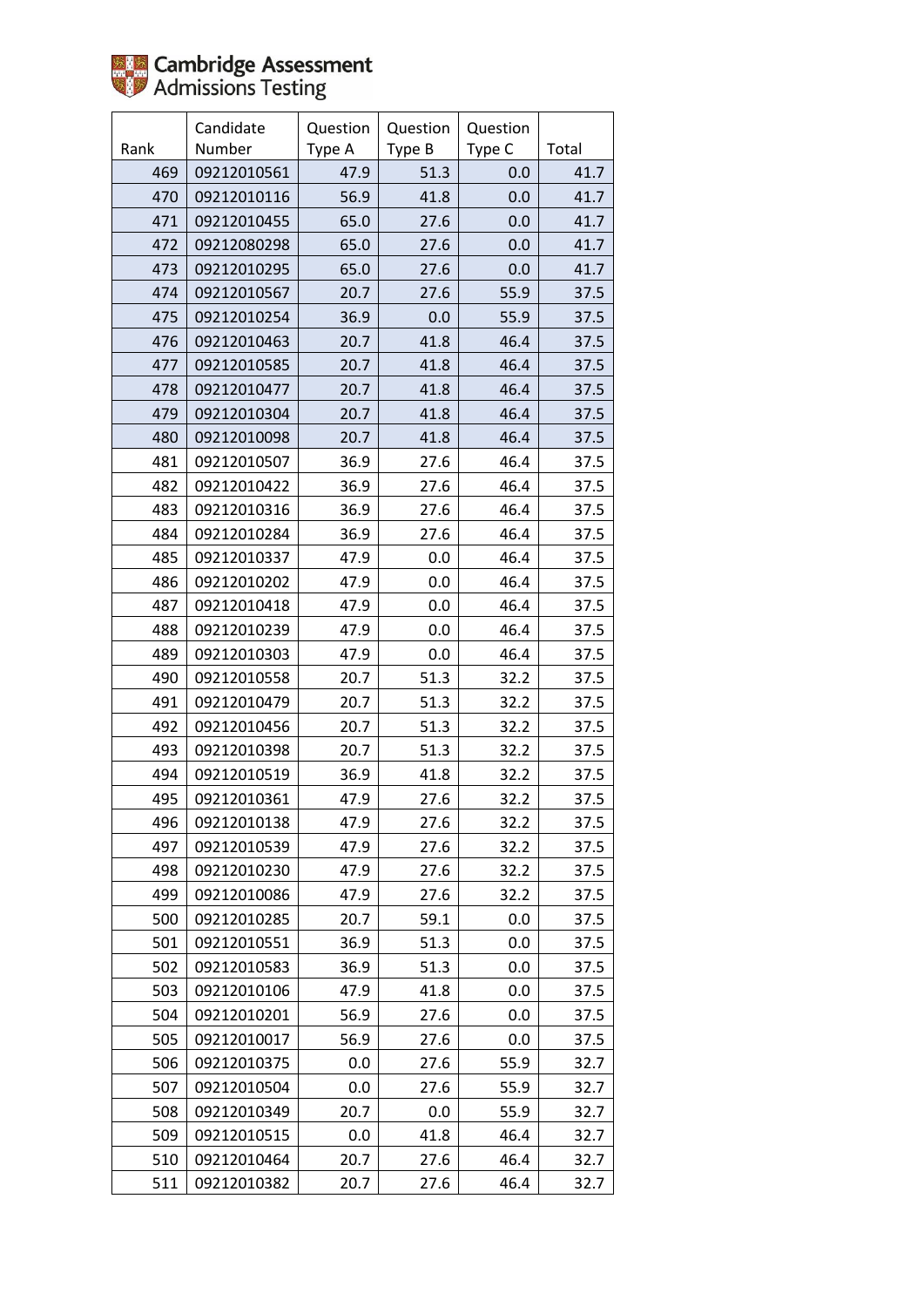Cambridge Assessment Admissions Testing

| Rank | Candidate Number | Question Type A | Question Type B | Question Type C | Total |
|---|---|---|---|---|---|
| 469 | 09212010561 | 47.9 | 51.3 | 0.0 | 41.7 |
| 470 | 09212010116 | 56.9 | 41.8 | 0.0 | 41.7 |
| 471 | 09212010455 | 65.0 | 27.6 | 0.0 | 41.7 |
| 472 | 09212080298 | 65.0 | 27.6 | 0.0 | 41.7 |
| 473 | 09212010295 | 65.0 | 27.6 | 0.0 | 41.7 |
| 474 | 09212010567 | 20.7 | 27.6 | 55.9 | 37.5 |
| 475 | 09212010254 | 36.9 | 0.0 | 55.9 | 37.5 |
| 476 | 09212010463 | 20.7 | 41.8 | 46.4 | 37.5 |
| 477 | 09212010585 | 20.7 | 41.8 | 46.4 | 37.5 |
| 478 | 09212010477 | 20.7 | 41.8 | 46.4 | 37.5 |
| 479 | 09212010304 | 20.7 | 41.8 | 46.4 | 37.5 |
| 480 | 09212010098 | 20.7 | 41.8 | 46.4 | 37.5 |
| 481 | 09212010507 | 36.9 | 27.6 | 46.4 | 37.5 |
| 482 | 09212010422 | 36.9 | 27.6 | 46.4 | 37.5 |
| 483 | 09212010316 | 36.9 | 27.6 | 46.4 | 37.5 |
| 484 | 09212010284 | 36.9 | 27.6 | 46.4 | 37.5 |
| 485 | 09212010337 | 47.9 | 0.0 | 46.4 | 37.5 |
| 486 | 09212010202 | 47.9 | 0.0 | 46.4 | 37.5 |
| 487 | 09212010418 | 47.9 | 0.0 | 46.4 | 37.5 |
| 488 | 09212010239 | 47.9 | 0.0 | 46.4 | 37.5 |
| 489 | 09212010303 | 47.9 | 0.0 | 46.4 | 37.5 |
| 490 | 09212010558 | 20.7 | 51.3 | 32.2 | 37.5 |
| 491 | 09212010479 | 20.7 | 51.3 | 32.2 | 37.5 |
| 492 | 09212010456 | 20.7 | 51.3 | 32.2 | 37.5 |
| 493 | 09212010398 | 20.7 | 51.3 | 32.2 | 37.5 |
| 494 | 09212010519 | 36.9 | 41.8 | 32.2 | 37.5 |
| 495 | 09212010361 | 47.9 | 27.6 | 32.2 | 37.5 |
| 496 | 09212010138 | 47.9 | 27.6 | 32.2 | 37.5 |
| 497 | 09212010539 | 47.9 | 27.6 | 32.2 | 37.5 |
| 498 | 09212010230 | 47.9 | 27.6 | 32.2 | 37.5 |
| 499 | 09212010086 | 47.9 | 27.6 | 32.2 | 37.5 |
| 500 | 09212010285 | 20.7 | 59.1 | 0.0 | 37.5 |
| 501 | 09212010551 | 36.9 | 51.3 | 0.0 | 37.5 |
| 502 | 09212010583 | 36.9 | 51.3 | 0.0 | 37.5 |
| 503 | 09212010106 | 47.9 | 41.8 | 0.0 | 37.5 |
| 504 | 09212010201 | 56.9 | 27.6 | 0.0 | 37.5 |
| 505 | 09212010017 | 56.9 | 27.6 | 0.0 | 37.5 |
| 506 | 09212010375 | 0.0 | 27.6 | 55.9 | 32.7 |
| 507 | 09212010504 | 0.0 | 27.6 | 55.9 | 32.7 |
| 508 | 09212010349 | 20.7 | 0.0 | 55.9 | 32.7 |
| 509 | 09212010515 | 0.0 | 41.8 | 46.4 | 32.7 |
| 510 | 09212010464 | 20.7 | 27.6 | 46.4 | 32.7 |
| 511 | 09212010382 | 20.7 | 27.6 | 46.4 | 32.7 |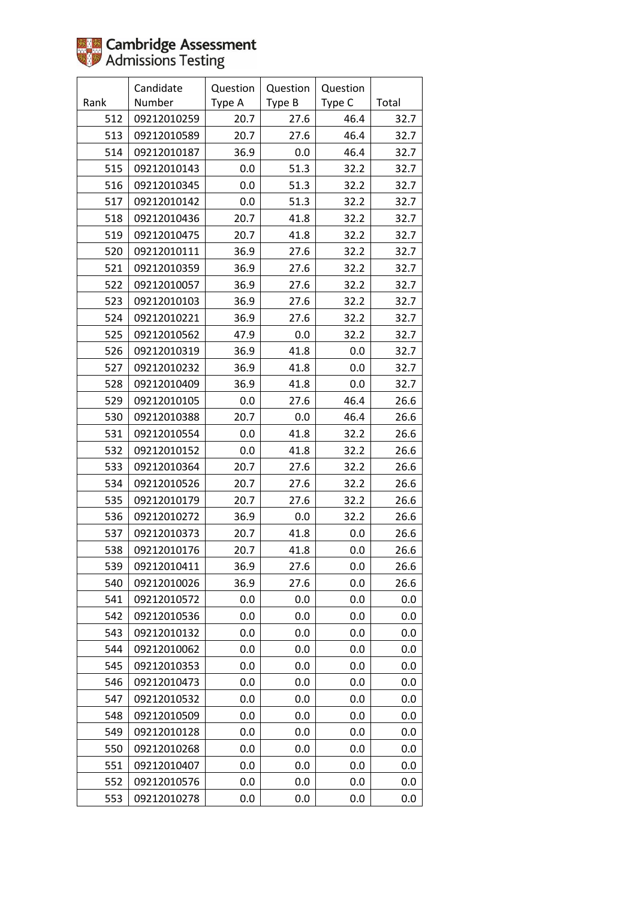| Rank | Candidate Number | Question Type A | Question Type B | Question Type C | Total |
|---|---|---|---|---|---|
| 512 | 09212010259 | 20.7 | 27.6 | 46.4 | 32.7 |
| 513 | 09212010589 | 20.7 | 27.6 | 46.4 | 32.7 |
| 514 | 09212010187 | 36.9 | 0.0 | 46.4 | 32.7 |
| 515 | 09212010143 | 0.0 | 51.3 | 32.2 | 32.7 |
| 516 | 09212010345 | 0.0 | 51.3 | 32.2 | 32.7 |
| 517 | 09212010142 | 0.0 | 51.3 | 32.2 | 32.7 |
| 518 | 09212010436 | 20.7 | 41.8 | 32.2 | 32.7 |
| 519 | 09212010475 | 20.7 | 41.8 | 32.2 | 32.7 |
| 520 | 09212010111 | 36.9 | 27.6 | 32.2 | 32.7 |
| 521 | 09212010359 | 36.9 | 27.6 | 32.2 | 32.7 |
| 522 | 09212010057 | 36.9 | 27.6 | 32.2 | 32.7 |
| 523 | 09212010103 | 36.9 | 27.6 | 32.2 | 32.7 |
| 524 | 09212010221 | 36.9 | 27.6 | 32.2 | 32.7 |
| 525 | 09212010562 | 47.9 | 0.0 | 32.2 | 32.7 |
| 526 | 09212010319 | 36.9 | 41.8 | 0.0 | 32.7 |
| 527 | 09212010232 | 36.9 | 41.8 | 0.0 | 32.7 |
| 528 | 09212010409 | 36.9 | 41.8 | 0.0 | 32.7 |
| 529 | 09212010105 | 0.0 | 27.6 | 46.4 | 26.6 |
| 530 | 09212010388 | 20.7 | 0.0 | 46.4 | 26.6 |
| 531 | 09212010554 | 0.0 | 41.8 | 32.2 | 26.6 |
| 532 | 09212010152 | 0.0 | 41.8 | 32.2 | 26.6 |
| 533 | 09212010364 | 20.7 | 27.6 | 32.2 | 26.6 |
| 534 | 09212010526 | 20.7 | 27.6 | 32.2 | 26.6 |
| 535 | 09212010179 | 20.7 | 27.6 | 32.2 | 26.6 |
| 536 | 09212010272 | 36.9 | 0.0 | 32.2 | 26.6 |
| 537 | 09212010373 | 20.7 | 41.8 | 0.0 | 26.6 |
| 538 | 09212010176 | 20.7 | 41.8 | 0.0 | 26.6 |
| 539 | 09212010411 | 36.9 | 27.6 | 0.0 | 26.6 |
| 540 | 09212010026 | 36.9 | 27.6 | 0.0 | 26.6 |
| 541 | 09212010572 | 0.0 | 0.0 | 0.0 | 0.0 |
| 542 | 09212010536 | 0.0 | 0.0 | 0.0 | 0.0 |
| 543 | 09212010132 | 0.0 | 0.0 | 0.0 | 0.0 |
| 544 | 09212010062 | 0.0 | 0.0 | 0.0 | 0.0 |
| 545 | 09212010353 | 0.0 | 0.0 | 0.0 | 0.0 |
| 546 | 09212010473 | 0.0 | 0.0 | 0.0 | 0.0 |
| 547 | 09212010532 | 0.0 | 0.0 | 0.0 | 0.0 |
| 548 | 09212010509 | 0.0 | 0.0 | 0.0 | 0.0 |
| 549 | 09212010128 | 0.0 | 0.0 | 0.0 | 0.0 |
| 550 | 09212010268 | 0.0 | 0.0 | 0.0 | 0.0 |
| 551 | 09212010407 | 0.0 | 0.0 | 0.0 | 0.0 |
| 552 | 09212010576 | 0.0 | 0.0 | 0.0 | 0.0 |
| 553 | 09212010278 | 0.0 | 0.0 | 0.0 | 0.0 |